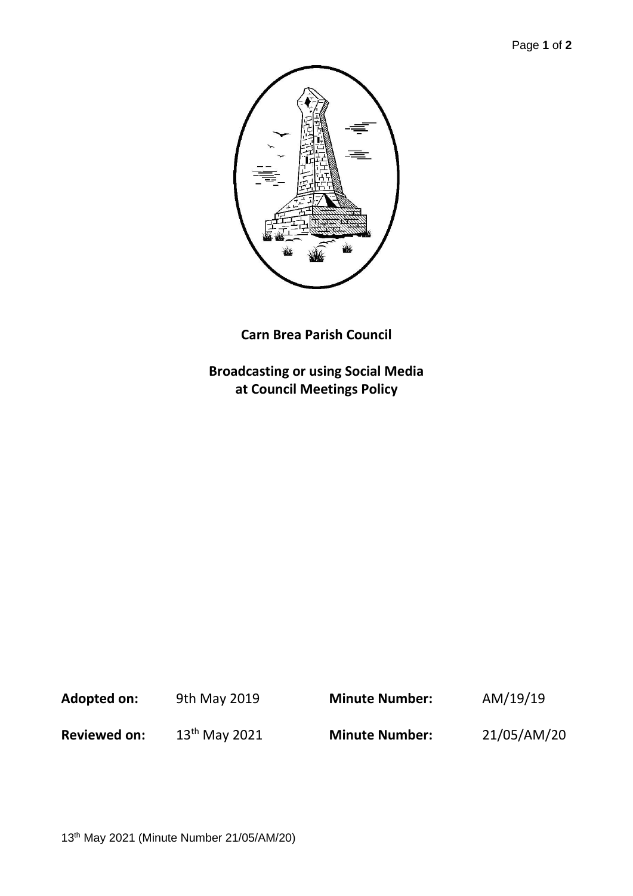**Carn Brea Parish Council**

**Broadcasting or using Social Media at Council Meetings Policy**

| | | | |
|---|---|---|---|
| **Adopted on:** | 9th May 2019 | **Minute Number:** | AM/19/19 |
| **Reviewed on:** | 13th May 2021 | **Minute Number:** | 21/05/AM/20 |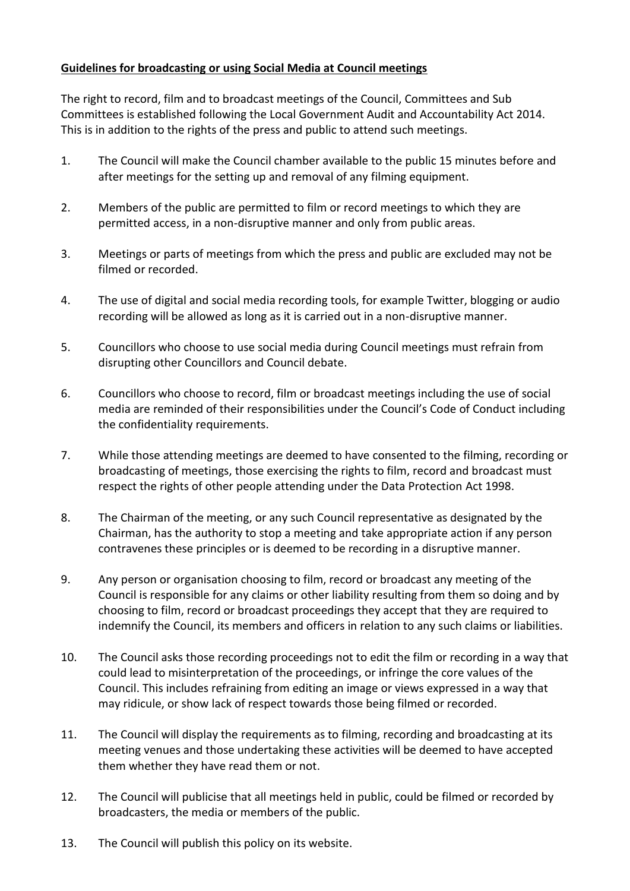**Guidelines for broadcasting or using Social Media at Council meetings**

The right to record, film and to broadcast meetings of the Council, Committees and Sub Committees is established following the Local Government Audit and Accountability Act 2014. This is in addition to the rights of the press and public to attend such meetings.

1. The Council will make the Council chamber available to the public 15 minutes before and after meetings for the setting up and removal of any filming equipment.

2. Members of the public are permitted to film or record meetings to which they are permitted access, in a non-disruptive manner and only from public areas.

3. Meetings or parts of meetings from which the press and public are excluded may not be filmed or recorded.

4. The use of digital and social media recording tools, for example Twitter, blogging or audio recording will be allowed as long as it is carried out in a non-disruptive manner.

5. Councillors who choose to use social media during Council meetings must refrain from disrupting other Councillors and Council debate.

6. Councillors who choose to record, film or broadcast meetings including the use of social media are reminded of their responsibilities under the Council's Code of Conduct including the confidentiality requirements.

7. While those attending meetings are deemed to have consented to the filming, recording or broadcasting of meetings, those exercising the rights to film, record and broadcast must respect the rights of other people attending under the Data Protection Act 1998.

8. The Chairman of the meeting, or any such Council representative as designated by the Chairman, has the authority to stop a meeting and take appropriate action if any person contravenes these principles or is deemed to be recording in a disruptive manner.

9. Any person or organisation choosing to film, record or broadcast any meeting of the Council is responsible for any claims or other liability resulting from them so doing and by choosing to film, record or broadcast proceedings they accept that they are required to indemnify the Council, its members and officers in relation to any such claims or liabilities.

10. The Council asks those recording proceedings not to edit the film or recording in a way that could lead to misinterpretation of the proceedings, or infringe the core values of the Council. This includes refraining from editing an image or views expressed in a way that may ridicule, or show lack of respect towards those being filmed or recorded.

11. The Council will display the requirements as to filming, recording and broadcasting at its meeting venues and those undertaking these activities will be deemed to have accepted them whether they have read them or not.

12. The Council will publicise that all meetings held in public, could be filmed or recorded by broadcasters, the media or members of the public.

13. The Council will publish this policy on its website.